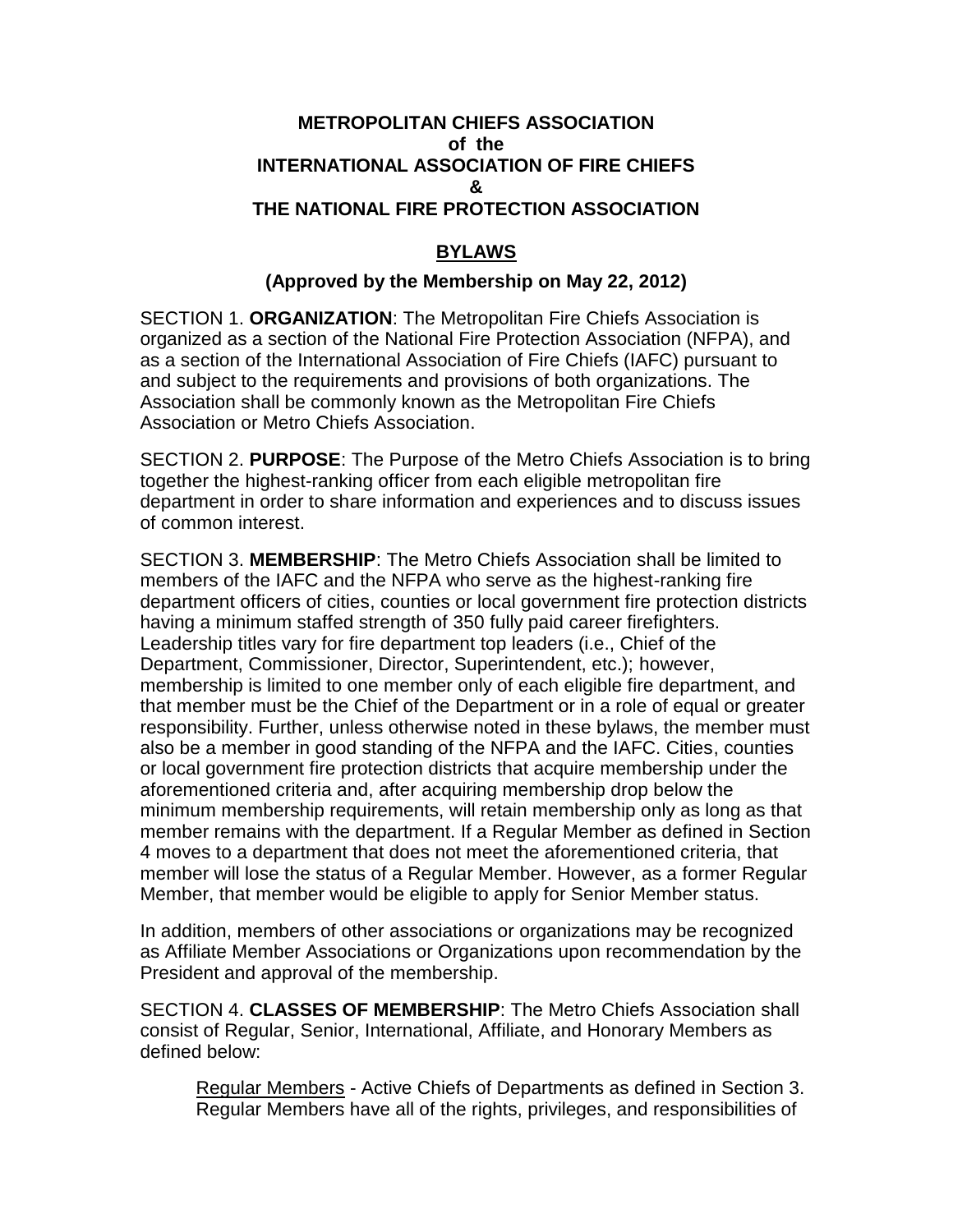# METROPOLITAN CHIEFS ASSOCIATION
# of the
# INTERNATIONAL ASSOCIATION OF FIRE CHIEFS
# &
# THE NATIONAL FIRE PROTECTION ASSOCIATION

## BYLAWS

### (Approved by the Membership on May 22, 2012)

SECTION 1. **ORGANIZATION**: The Metropolitan Fire Chiefs Association is organized as a section of the National Fire Protection Association (NFPA), and as a section of the International Association of Fire Chiefs (IAFC) pursuant to and subject to the requirements and provisions of both organizations. The Association shall be commonly known as the Metropolitan Fire Chiefs Association or Metro Chiefs Association.

SECTION 2. **PURPOSE**: The Purpose of the Metro Chiefs Association is to bring together the highest-ranking officer from each eligible metropolitan fire department in order to share information and experiences and to discuss issues of common interest.

SECTION 3. **MEMBERSHIP**: The Metro Chiefs Association shall be limited to members of the IAFC and the NFPA who serve as the highest-ranking fire department officers of cities, counties or local government fire protection districts having a minimum staffed strength of 350 fully paid career firefighters. Leadership titles vary for fire department top leaders (i.e., Chief of the Department, Commissioner, Director, Superintendent, etc.); however, membership is limited to one member only of each eligible fire department, and that member must be the Chief of the Department or in a role of equal or greater responsibility. Further, unless otherwise noted in these bylaws, the member must also be a member in good standing of the NFPA and the IAFC. Cities, counties or local government fire protection districts that acquire membership under the aforementioned criteria and, after acquiring membership drop below the minimum membership requirements, will retain membership only as long as that member remains with the department. If a Regular Member as defined in Section 4 moves to a department that does not meet the aforementioned criteria, that member will lose the status of a Regular Member. However, as a former Regular Member, that member would be eligible to apply for Senior Member status.

In addition, members of other associations or organizations may be recognized as Affiliate Member Associations or Organizations upon recommendation by the President and approval of the membership.

SECTION 4. **CLASSES OF MEMBERSHIP**: The Metro Chiefs Association shall consist of Regular, Senior, International, Affiliate, and Honorary Members as defined below:

<u>Regular Members</u> - Active Chiefs of Departments as defined in Section 3. Regular Members have all of the rights, privileges, and responsibilities of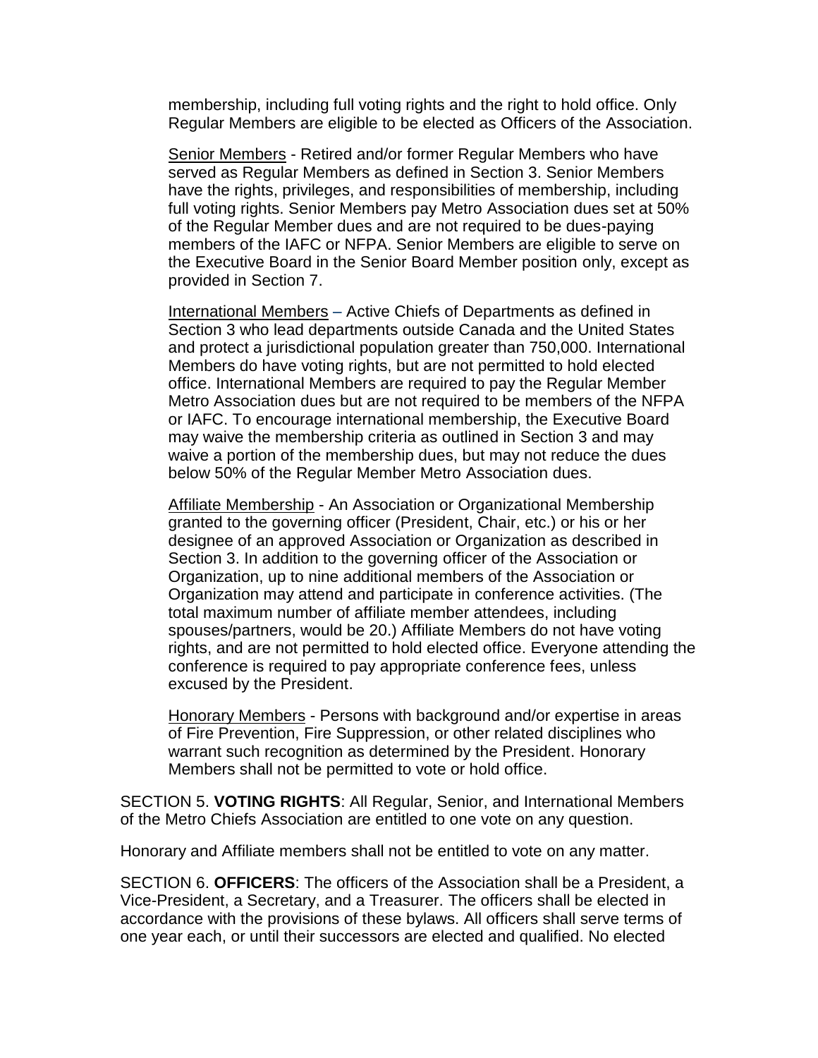membership, including full voting rights and the right to hold office. Only Regular Members are eligible to be elected as Officers of the Association.

Senior Members - Retired and/or former Regular Members who have served as Regular Members as defined in Section 3. Senior Members have the rights, privileges, and responsibilities of membership, including full voting rights. Senior Members pay Metro Association dues set at 50% of the Regular Member dues and are not required to be dues-paying members of the IAFC or NFPA. Senior Members are eligible to serve on the Executive Board in the Senior Board Member position only, except as provided in Section 7.

International Members – Active Chiefs of Departments as defined in Section 3 who lead departments outside Canada and the United States and protect a jurisdictional population greater than 750,000. International Members do have voting rights, but are not permitted to hold elected office. International Members are required to pay the Regular Member Metro Association dues but are not required to be members of the NFPA or IAFC. To encourage international membership, the Executive Board may waive the membership criteria as outlined in Section 3 and may waive a portion of the membership dues, but may not reduce the dues below 50% of the Regular Member Metro Association dues.

Affiliate Membership - An Association or Organizational Membership granted to the governing officer (President, Chair, etc.) or his or her designee of an approved Association or Organization as described in Section 3. In addition to the governing officer of the Association or Organization, up to nine additional members of the Association or Organization may attend and participate in conference activities. (The total maximum number of affiliate member attendees, including spouses/partners, would be 20.) Affiliate Members do not have voting rights, and are not permitted to hold elected office. Everyone attending the conference is required to pay appropriate conference fees, unless excused by the President.

Honorary Members - Persons with background and/or expertise in areas of Fire Prevention, Fire Suppression, or other related disciplines who warrant such recognition as determined by the President. Honorary Members shall not be permitted to vote or hold office.

SECTION 5. **VOTING RIGHTS**: All Regular, Senior, and International Members of the Metro Chiefs Association are entitled to one vote on any question.

Honorary and Affiliate members shall not be entitled to vote on any matter.

SECTION 6. **OFFICERS**: The officers of the Association shall be a President, a Vice-President, a Secretary, and a Treasurer. The officers shall be elected in accordance with the provisions of these bylaws. All officers shall serve terms of one year each, or until their successors are elected and qualified. No elected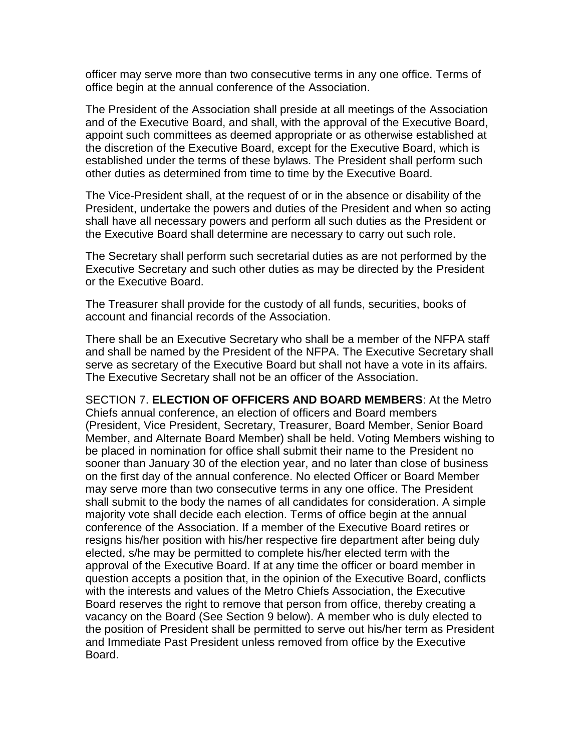officer may serve more than two consecutive terms in any one office. Terms of office begin at the annual conference of the Association.

The President of the Association shall preside at all meetings of the Association and of the Executive Board, and shall, with the approval of the Executive Board, appoint such committees as deemed appropriate or as otherwise established at the discretion of the Executive Board, except for the Executive Board, which is established under the terms of these bylaws. The President shall perform such other duties as determined from time to time by the Executive Board.

The Vice-President shall, at the request of or in the absence or disability of the President, undertake the powers and duties of the President and when so acting shall have all necessary powers and perform all such duties as the President or the Executive Board shall determine are necessary to carry out such role.

The Secretary shall perform such secretarial duties as are not performed by the Executive Secretary and such other duties as may be directed by the President or the Executive Board.

The Treasurer shall provide for the custody of all funds, securities, books of account and financial records of the Association.

There shall be an Executive Secretary who shall be a member of the NFPA staff and shall be named by the President of the NFPA. The Executive Secretary shall serve as secretary of the Executive Board but shall not have a vote in its affairs. The Executive Secretary shall not be an officer of the Association.

SECTION 7. **ELECTION OF OFFICERS AND BOARD MEMBERS**: At the Metro Chiefs annual conference, an election of officers and Board members (President, Vice President, Secretary, Treasurer, Board Member, Senior Board Member, and Alternate Board Member) shall be held. Voting Members wishing to be placed in nomination for office shall submit their name to the President no sooner than January 30 of the election year, and no later than close of business on the first day of the annual conference. No elected Officer or Board Member may serve more than two consecutive terms in any one office. The President shall submit to the body the names of all candidates for consideration. A simple majority vote shall decide each election. Terms of office begin at the annual conference of the Association. If a member of the Executive Board retires or resigns his/her position with his/her respective fire department after being duly elected, s/he may be permitted to complete his/her elected term with the approval of the Executive Board. If at any time the officer or board member in question accepts a position that, in the opinion of the Executive Board, conflicts with the interests and values of the Metro Chiefs Association, the Executive Board reserves the right to remove that person from office, thereby creating a vacancy on the Board (See Section 9 below). A member who is duly elected to the position of President shall be permitted to serve out his/her term as President and Immediate Past President unless removed from office by the Executive Board.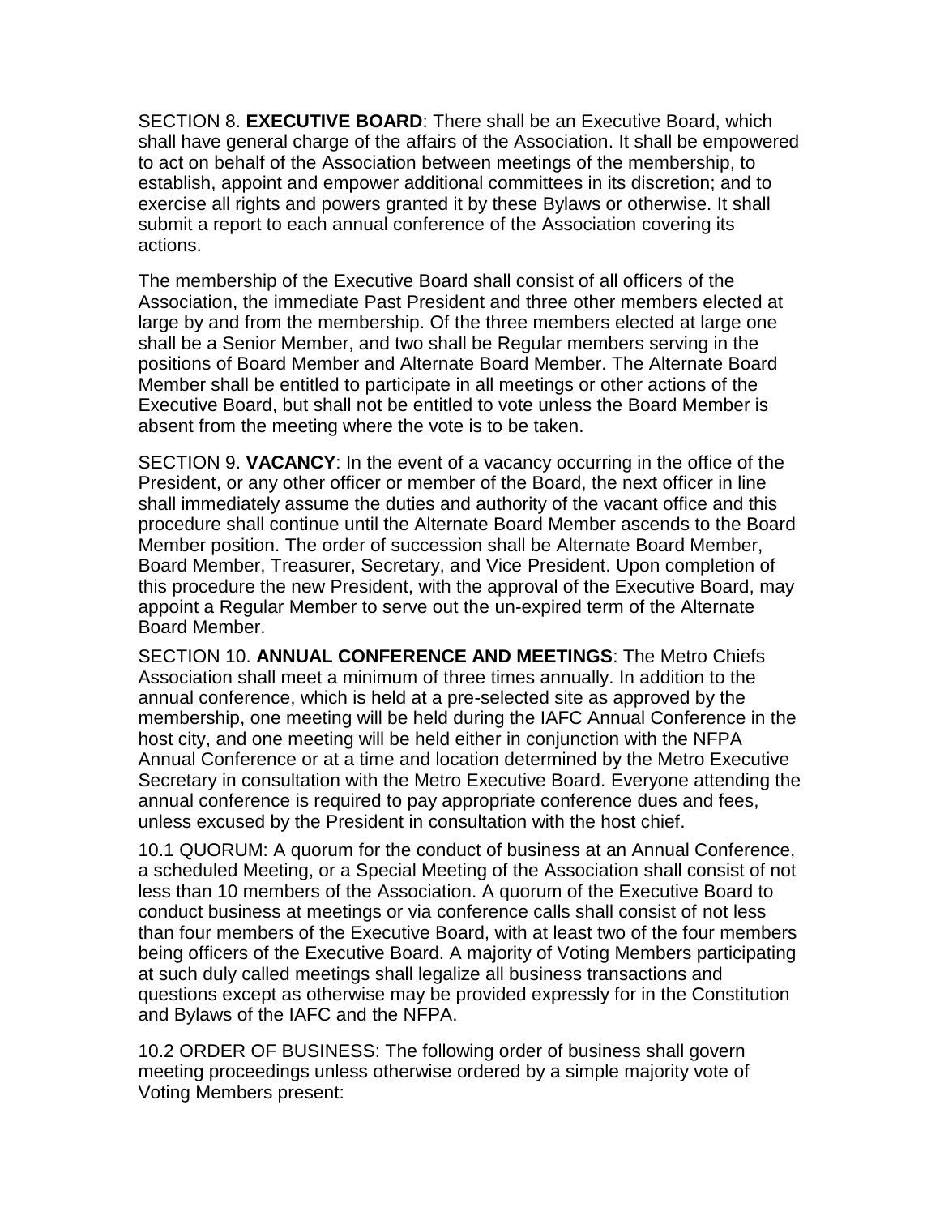SECTION 8. **EXECUTIVE BOARD**: There shall be an Executive Board, which shall have general charge of the affairs of the Association. It shall be empowered to act on behalf of the Association between meetings of the membership, to establish, appoint and empower additional committees in its discretion; and to exercise all rights and powers granted it by these Bylaws or otherwise. It shall submit a report to each annual conference of the Association covering its actions.

The membership of the Executive Board shall consist of all officers of the Association, the immediate Past President and three other members elected at large by and from the membership. Of the three members elected at large one shall be a Senior Member, and two shall be Regular members serving in the positions of Board Member and Alternate Board Member. The Alternate Board Member shall be entitled to participate in all meetings or other actions of the Executive Board, but shall not be entitled to vote unless the Board Member is absent from the meeting where the vote is to be taken.

SECTION 9. **VACANCY**: In the event of a vacancy occurring in the office of the President, or any other officer or member of the Board, the next officer in line shall immediately assume the duties and authority of the vacant office and this procedure shall continue until the Alternate Board Member ascends to the Board Member position. The order of succession shall be Alternate Board Member, Board Member, Treasurer, Secretary, and Vice President. Upon completion of this procedure the new President, with the approval of the Executive Board, may appoint a Regular Member to serve out the un-expired term of the Alternate Board Member.

SECTION 10. **ANNUAL CONFERENCE AND MEETINGS**: The Metro Chiefs Association shall meet a minimum of three times annually. In addition to the annual conference, which is held at a pre-selected site as approved by the membership, one meeting will be held during the IAFC Annual Conference in the host city, and one meeting will be held either in conjunction with the NFPA Annual Conference or at a time and location determined by the Metro Executive Secretary in consultation with the Metro Executive Board. Everyone attending the annual conference is required to pay appropriate conference dues and fees, unless excused by the President in consultation with the host chief.

10.1 QUORUM: A quorum for the conduct of business at an Annual Conference, a scheduled Meeting, or a Special Meeting of the Association shall consist of not less than 10 members of the Association. A quorum of the Executive Board to conduct business at meetings or via conference calls shall consist of not less than four members of the Executive Board, with at least two of the four members being officers of the Executive Board. A majority of Voting Members participating at such duly called meetings shall legalize all business transactions and questions except as otherwise may be provided expressly for in the Constitution and Bylaws of the IAFC and the NFPA.

10.2 ORDER OF BUSINESS: The following order of business shall govern meeting proceedings unless otherwise ordered by a simple majority vote of Voting Members present: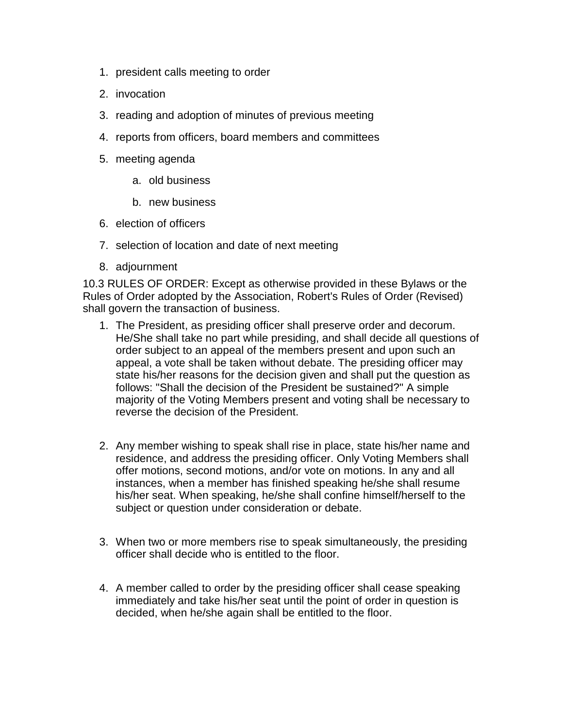1. president calls meeting to order
2. invocation
3. reading and adoption of minutes of previous meeting
4. reports from officers, board members and committees
5. meeting agenda
    a. old business
    b. new business
6. election of officers
7. selection of location and date of next meeting
8. adjournment

10.3 RULES OF ORDER: Except as otherwise provided in these Bylaws or the Rules of Order adopted by the Association, Robert's Rules of Order (Revised) shall govern the transaction of business.

1. The President, as presiding officer shall preserve order and decorum. He/She shall take no part while presiding, and shall decide all questions of order subject to an appeal of the members present and upon such an appeal, a vote shall be taken without debate. The presiding officer may state his/her reasons for the decision given and shall put the question as follows: "Shall the decision of the President be sustained?" A simple majority of the Voting Members present and voting shall be necessary to reverse the decision of the President.

2. Any member wishing to speak shall rise in place, state his/her name and residence, and address the presiding officer. Only Voting Members shall offer motions, second motions, and/or vote on motions. In any and all instances, when a member has finished speaking he/she shall resume his/her seat. When speaking, he/she shall confine himself/herself to the subject or question under consideration or debate.

3. When two or more members rise to speak simultaneously, the presiding officer shall decide who is entitled to the floor.

4. A member called to order by the presiding officer shall cease speaking immediately and take his/her seat until the point of order in question is decided, when he/she again shall be entitled to the floor.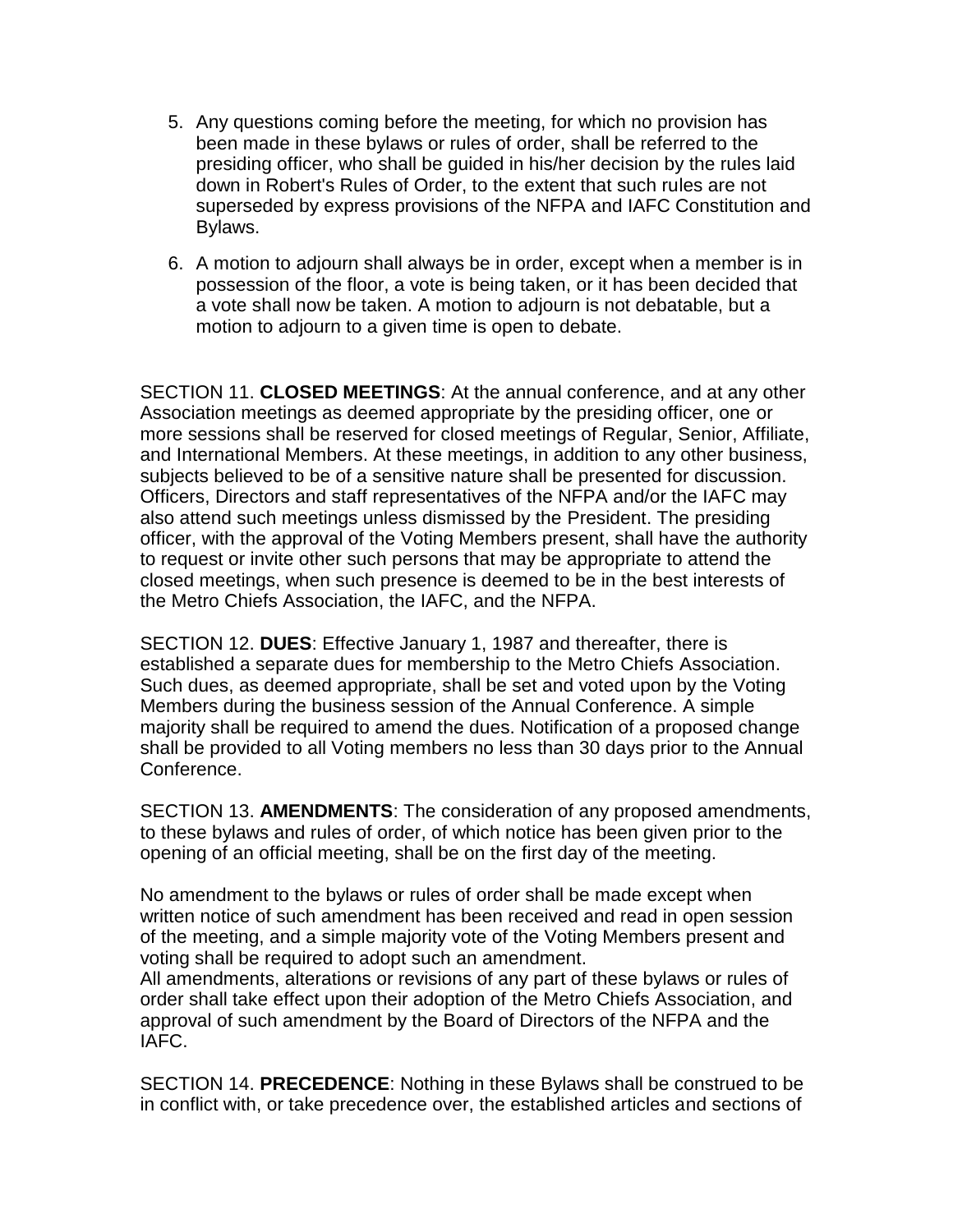5. Any questions coming before the meeting, for which no provision has been made in these bylaws or rules of order, shall be referred to the presiding officer, who shall be guided in his/her decision by the rules laid down in Robert's Rules of Order, to the extent that such rules are not superseded by express provisions of the NFPA and IAFC Constitution and Bylaws.

6. A motion to adjourn shall always be in order, except when a member is in possession of the floor, a vote is being taken, or it has been decided that a vote shall now be taken. A motion to adjourn is not debatable, but a motion to adjourn to a given time is open to debate.

SECTION 11. **CLOSED MEETINGS**: At the annual conference, and at any other Association meetings as deemed appropriate by the presiding officer, one or more sessions shall be reserved for closed meetings of Regular, Senior, Affiliate, and International Members. At these meetings, in addition to any other business, subjects believed to be of a sensitive nature shall be presented for discussion. Officers, Directors and staff representatives of the NFPA and/or the IAFC may also attend such meetings unless dismissed by the President. The presiding officer, with the approval of the Voting Members present, shall have the authority to request or invite other such persons that may be appropriate to attend the closed meetings, when such presence is deemed to be in the best interests of the Metro Chiefs Association, the IAFC, and the NFPA.

SECTION 12. **DUES**: Effective January 1, 1987 and thereafter, there is established a separate dues for membership to the Metro Chiefs Association. Such dues, as deemed appropriate, shall be set and voted upon by the Voting Members during the business session of the Annual Conference. A simple majority shall be required to amend the dues. Notification of a proposed change shall be provided to all Voting members no less than 30 days prior to the Annual Conference.

SECTION 13. **AMENDMENTS**: The consideration of any proposed amendments, to these bylaws and rules of order, of which notice has been given prior to the opening of an official meeting, shall be on the first day of the meeting.

No amendment to the bylaws or rules of order shall be made except when written notice of such amendment has been received and read in open session of the meeting, and a simple majority vote of the Voting Members present and voting shall be required to adopt such an amendment.
All amendments, alterations or revisions of any part of these bylaws or rules of order shall take effect upon their adoption of the Metro Chiefs Association, and approval of such amendment by the Board of Directors of the NFPA and the IAFC.

SECTION 14. **PRECEDENCE**: Nothing in these Bylaws shall be construed to be in conflict with, or take precedence over, the established articles and sections of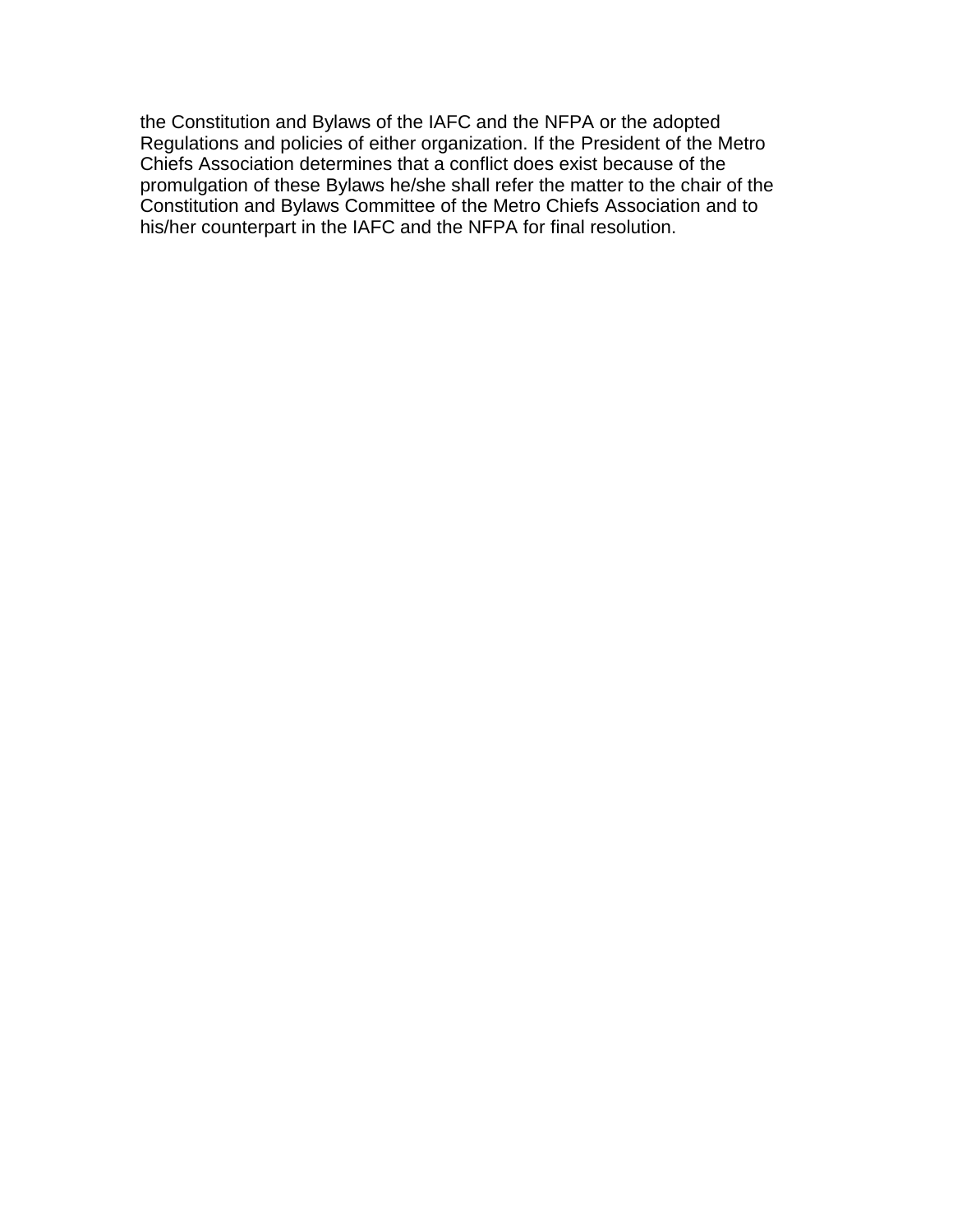the Constitution and Bylaws of the IAFC and the NFPA or the adopted Regulations and policies of either organization. If the President of the Metro Chiefs Association determines that a conflict does exist because of the promulgation of these Bylaws he/she shall refer the matter to the chair of the Constitution and Bylaws Committee of the Metro Chiefs Association and to his/her counterpart in the IAFC and the NFPA for final resolution.